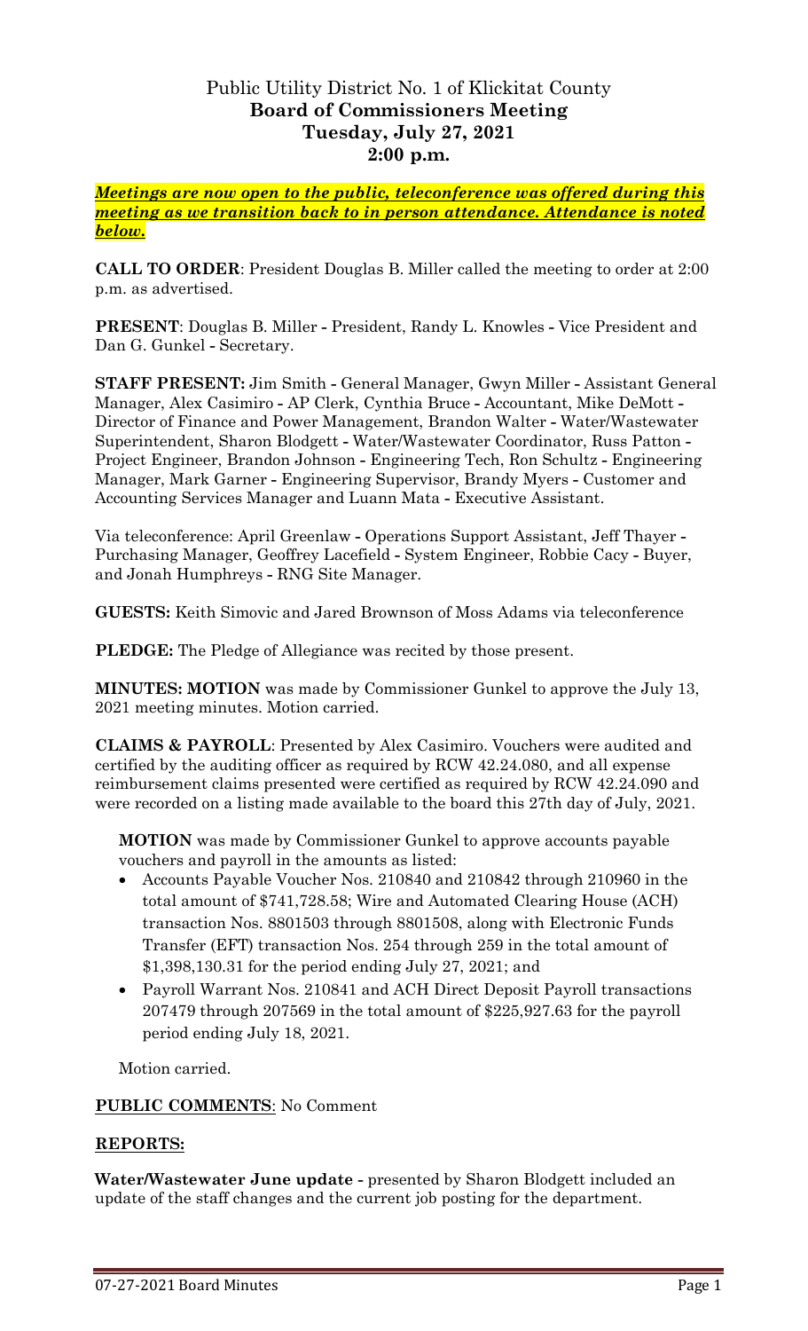# Public Utility District No. 1 of Klickitat County
## Board of Commissioners Meeting
## Tuesday, July 27, 2021
## 2:00 p.m.

***Meetings are now open to the public, teleconference was offered during this meeting as we transition back to in person attendance. Attendance is noted below.***

**CALL TO ORDER**: President Douglas B. Miller called the meeting to order at 2:00 p.m. as advertised.

**PRESENT**: Douglas B. Miller - President, Randy L. Knowles - Vice President and Dan G. Gunkel - Secretary.

**STAFF PRESENT:** Jim Smith - General Manager, Gwyn Miller - Assistant General Manager, Alex Casimiro - AP Clerk, Cynthia Bruce - Accountant, Mike DeMott - Director of Finance and Power Management, Brandon Walter - Water/Wastewater Superintendent, Sharon Blodgett - Water/Wastewater Coordinator, Russ Patton - Project Engineer, Brandon Johnson - Engineering Tech, Ron Schultz - Engineering Manager, Mark Garner - Engineering Supervisor, Brandy Myers - Customer and Accounting Services Manager and Luann Mata - Executive Assistant.

Via teleconference: April Greenlaw - Operations Support Assistant, Jeff Thayer - Purchasing Manager, Geoffrey Lacefield - System Engineer, Robbie Cacy - Buyer, and Jonah Humphreys - RNG Site Manager.

**GUESTS:** Keith Simovic and Jared Brownson of Moss Adams via teleconference

**PLEDGE:** The Pledge of Allegiance was recited by those present.

**MINUTES: MOTION** was made by Commissioner Gunkel to approve the July 13, 2021 meeting minutes. Motion carried.

**CLAIMS & PAYROLL**: Presented by Alex Casimiro. Vouchers were audited and certified by the auditing officer as required by RCW 42.24.080, and all expense reimbursement claims presented were certified as required by RCW 42.24.090 and were recorded on a listing made available to the board this 27th day of July, 2021.

**MOTION** was made by Commissioner Gunkel to approve accounts payable vouchers and payroll in the amounts as listed:

- Accounts Payable Voucher Nos. 210840 and 210842 through 210960 in the total amount of $741,728.58; Wire and Automated Clearing House (ACH) transaction Nos. 8801503 through 8801508, along with Electronic Funds Transfer (EFT) transaction Nos. 254 through 259 in the total amount of $1,398,130.31 for the period ending July 27, 2021; and
- Payroll Warrant Nos. 210841 and ACH Direct Deposit Payroll transactions 207479 through 207569 in the total amount of $225,927.63 for the payroll period ending July 18, 2021.

Motion carried.

**PUBLIC COMMENTS**: No Comment

**REPORTS:**

**Water/Wastewater June update** - presented by Sharon Blodgett included an update of the staff changes and the current job posting for the department.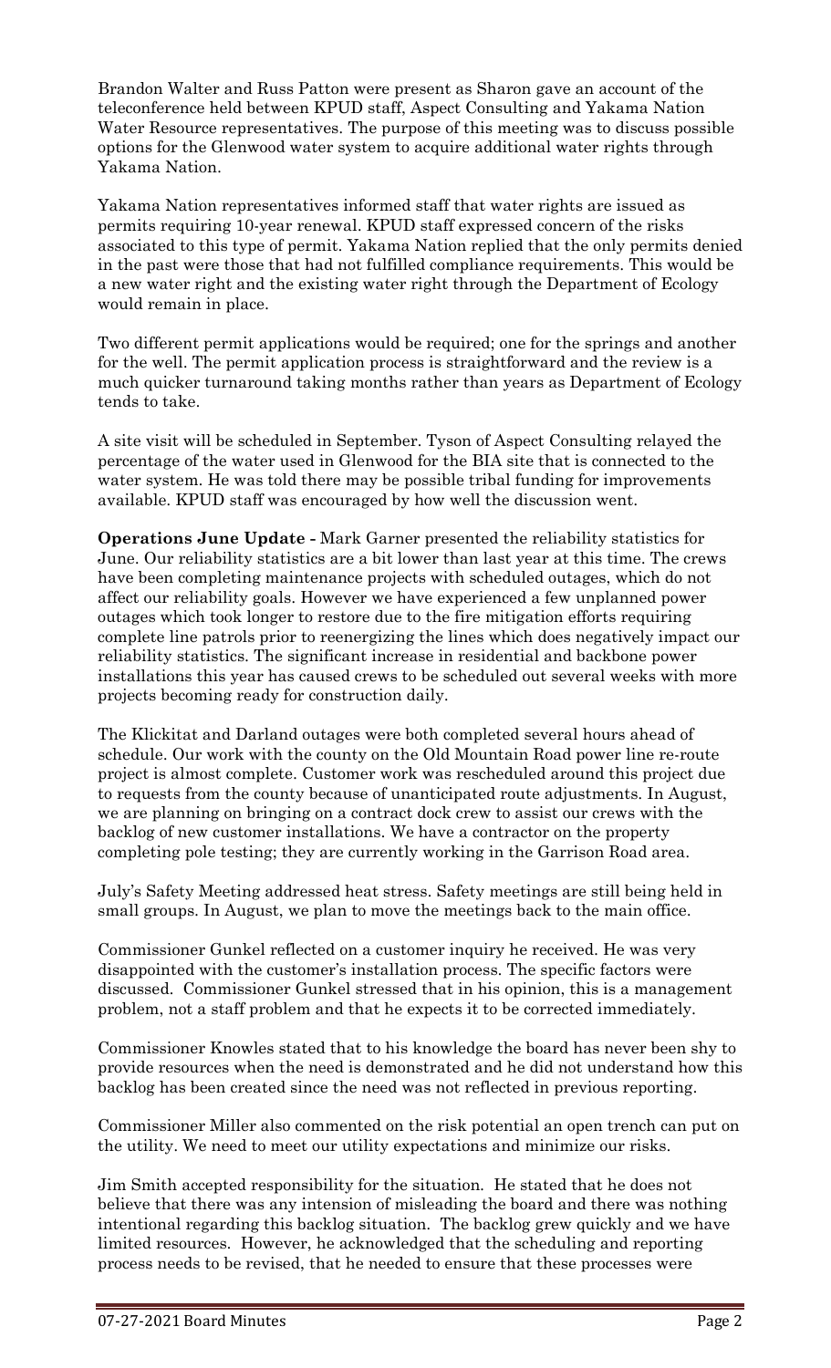Brandon Walter and Russ Patton were present as Sharon gave an account of the teleconference held between KPUD staff, Aspect Consulting and Yakama Nation Water Resource representatives. The purpose of this meeting was to discuss possible options for the Glenwood water system to acquire additional water rights through Yakama Nation.

Yakama Nation representatives informed staff that water rights are issued as permits requiring 10-year renewal. KPUD staff expressed concern of the risks associated to this type of permit. Yakama Nation replied that the only permits denied in the past were those that had not fulfilled compliance requirements. This would be a new water right and the existing water right through the Department of Ecology would remain in place.

Two different permit applications would be required; one for the springs and another for the well. The permit application process is straightforward and the review is a much quicker turnaround taking months rather than years as Department of Ecology tends to take.

A site visit will be scheduled in September. Tyson of Aspect Consulting relayed the percentage of the water used in Glenwood for the BIA site that is connected to the water system. He was told there may be possible tribal funding for improvements available. KPUD staff was encouraged by how well the discussion went.

**Operations June Update -** Mark Garner presented the reliability statistics for June. Our reliability statistics are a bit lower than last year at this time. The crews have been completing maintenance projects with scheduled outages, which do not affect our reliability goals. However we have experienced a few unplanned power outages which took longer to restore due to the fire mitigation efforts requiring complete line patrols prior to reenergizing the lines which does negatively impact our reliability statistics. The significant increase in residential and backbone power installations this year has caused crews to be scheduled out several weeks with more projects becoming ready for construction daily.

The Klickitat and Darland outages were both completed several hours ahead of schedule. Our work with the county on the Old Mountain Road power line re-route project is almost complete. Customer work was rescheduled around this project due to requests from the county because of unanticipated route adjustments. In August, we are planning on bringing on a contract dock crew to assist our crews with the backlog of new customer installations. We have a contractor on the property completing pole testing; they are currently working in the Garrison Road area.

July's Safety Meeting addressed heat stress. Safety meetings are still being held in small groups. In August, we plan to move the meetings back to the main office.

Commissioner Gunkel reflected on a customer inquiry he received. He was very disappointed with the customer's installation process. The specific factors were discussed. Commissioner Gunkel stressed that in his opinion, this is a management problem, not a staff problem and that he expects it to be corrected immediately.

Commissioner Knowles stated that to his knowledge the board has never been shy to provide resources when the need is demonstrated and he did not understand how this backlog has been created since the need was not reflected in previous reporting.

Commissioner Miller also commented on the risk potential an open trench can put on the utility. We need to meet our utility expectations and minimize our risks.

Jim Smith accepted responsibility for the situation. He stated that he does not believe that there was any intension of misleading the board and there was nothing intentional regarding this backlog situation. The backlog grew quickly and we have limited resources. However, he acknowledged that the scheduling and reporting process needs to be revised, that he needed to ensure that these processes were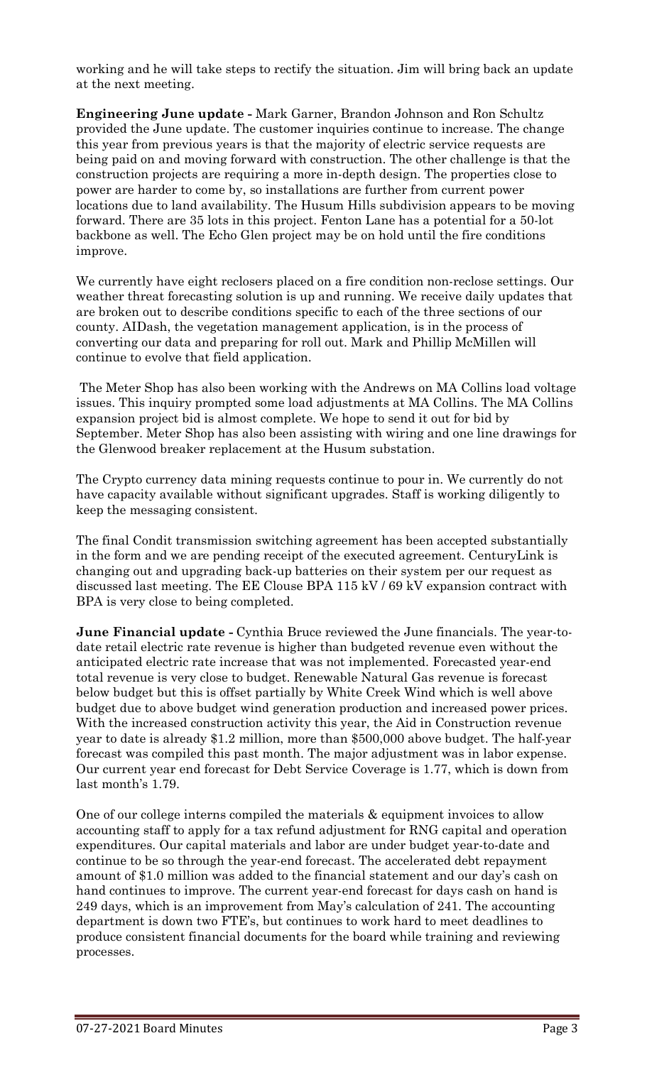working and he will take steps to rectify the situation. Jim will bring back an update at the next meeting.

**Engineering June update -** Mark Garner, Brandon Johnson and Ron Schultz provided the June update. The customer inquiries continue to increase. The change this year from previous years is that the majority of electric service requests are being paid on and moving forward with construction. The other challenge is that the construction projects are requiring a more in-depth design. The properties close to power are harder to come by, so installations are further from current power locations due to land availability. The Husum Hills subdivision appears to be moving forward. There are 35 lots in this project. Fenton Lane has a potential for a 50-lot backbone as well. The Echo Glen project may be on hold until the fire conditions improve.

We currently have eight reclosers placed on a fire condition non-reclose settings. Our weather threat forecasting solution is up and running. We receive daily updates that are broken out to describe conditions specific to each of the three sections of our county. AIDash, the vegetation management application, is in the process of converting our data and preparing for roll out. Mark and Phillip McMillen will continue to evolve that field application.

The Meter Shop has also been working with the Andrews on MA Collins load voltage issues. This inquiry prompted some load adjustments at MA Collins. The MA Collins expansion project bid is almost complete. We hope to send it out for bid by September. Meter Shop has also been assisting with wiring and one line drawings for the Glenwood breaker replacement at the Husum substation.

The Crypto currency data mining requests continue to pour in. We currently do not have capacity available without significant upgrades. Staff is working diligently to keep the messaging consistent.

The final Condit transmission switching agreement has been accepted substantially in the form and we are pending receipt of the executed agreement. CenturyLink is changing out and upgrading back-up batteries on their system per our request as discussed last meeting. The EE Clouse BPA 115 kV / 69 kV expansion contract with BPA is very close to being completed.

**June Financial update -** Cynthia Bruce reviewed the June financials. The year-to-date retail electric rate revenue is higher than budgeted revenue even without the anticipated electric rate increase that was not implemented. Forecasted year-end total revenue is very close to budget. Renewable Natural Gas revenue is forecast below budget but this is offset partially by White Creek Wind which is well above budget due to above budget wind generation production and increased power prices. With the increased construction activity this year, the Aid in Construction revenue year to date is already $1.2 million, more than $500,000 above budget. The half-year forecast was compiled this past month. The major adjustment was in labor expense. Our current year end forecast for Debt Service Coverage is 1.77, which is down from last month's 1.79.

One of our college interns compiled the materials & equipment invoices to allow accounting staff to apply for a tax refund adjustment for RNG capital and operation expenditures. Our capital materials and labor are under budget year-to-date and continue to be so through the year-end forecast. The accelerated debt repayment amount of $1.0 million was added to the financial statement and our day's cash on hand continues to improve. The current year-end forecast for days cash on hand is 249 days, which is an improvement from May's calculation of 241. The accounting department is down two FTE's, but continues to work hard to meet deadlines to produce consistent financial documents for the board while training and reviewing processes.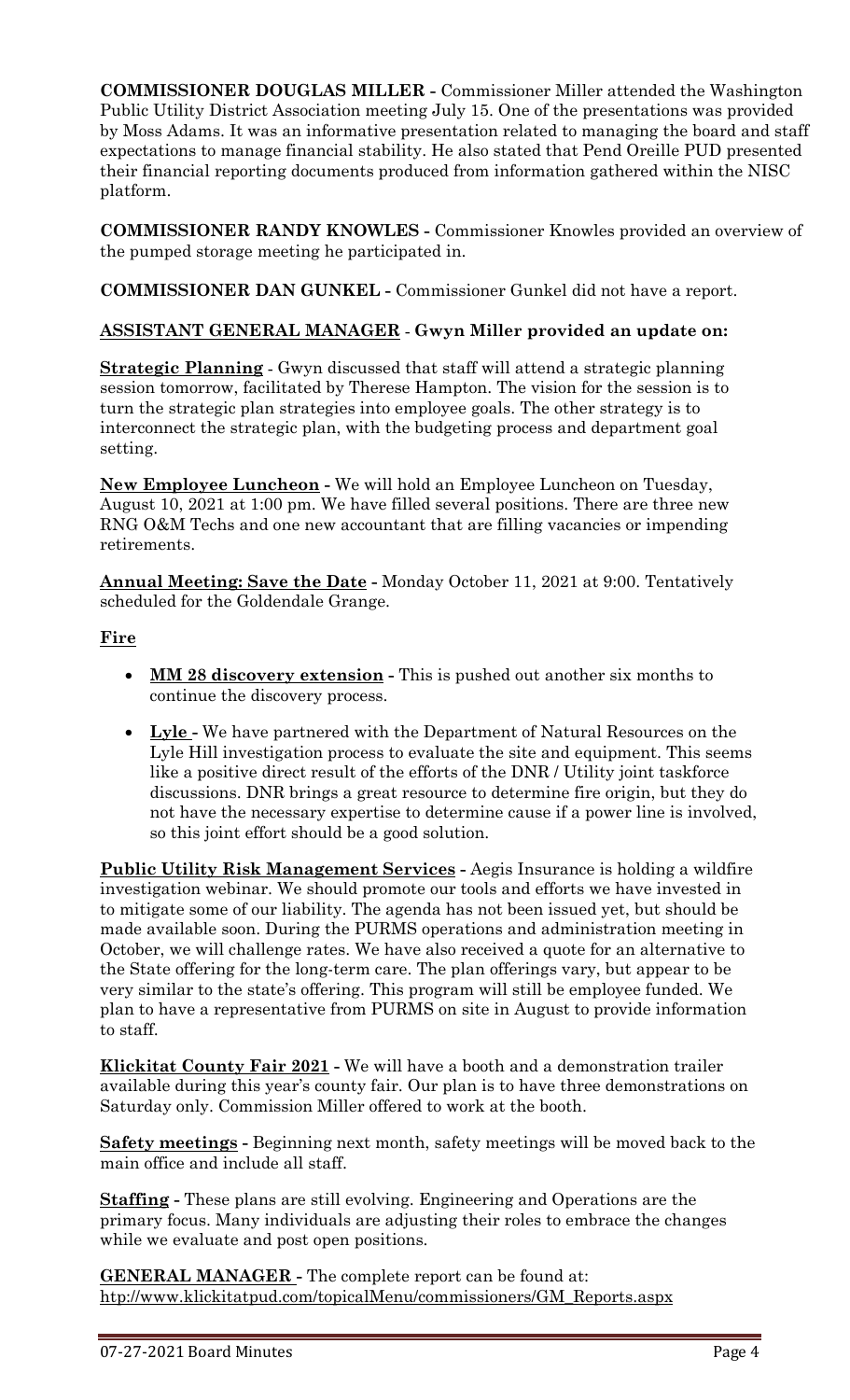**COMMISSIONER DOUGLAS MILLER -** Commissioner Miller attended the Washington Public Utility District Association meeting July 15. One of the presentations was provided by Moss Adams. It was an informative presentation related to managing the board and staff expectations to manage financial stability. He also stated that Pend Oreille PUD presented their financial reporting documents produced from information gathered within the NISC platform.

**COMMISSIONER RANDY KNOWLES -** Commissioner Knowles provided an overview of the pumped storage meeting he participated in.

**COMMISSIONER DAN GUNKEL -** Commissioner Gunkel did not have a report.

**ASSISTANT GENERAL MANAGER** - **Gwyn Miller provided an update on:**

**Strategic Planning** - Gwyn discussed that staff will attend a strategic planning session tomorrow, facilitated by Therese Hampton. The vision for the session is to turn the strategic plan strategies into employee goals. The other strategy is to interconnect the strategic plan, with the budgeting process and department goal setting.

**New Employee Luncheon -** We will hold an Employee Luncheon on Tuesday, August 10, 2021 at 1:00 pm. We have filled several positions. There are three new RNG O&M Techs and one new accountant that are filling vacancies or impending retirements.

**Annual Meeting: Save the Date -** Monday October 11, 2021 at 9:00. Tentatively scheduled for the Goldendale Grange.

**Fire**

- **MM 28 discovery extension -** This is pushed out another six months to continue the discovery process.
- **Lyle -** We have partnered with the Department of Natural Resources on the Lyle Hill investigation process to evaluate the site and equipment. This seems like a positive direct result of the efforts of the DNR / Utility joint taskforce discussions. DNR brings a great resource to determine fire origin, but they do not have the necessary expertise to determine cause if a power line is involved, so this joint effort should be a good solution.

**Public Utility Risk Management Services -** Aegis Insurance is holding a wildfire investigation webinar. We should promote our tools and efforts we have invested in to mitigate some of our liability. The agenda has not been issued yet, but should be made available soon. During the PURMS operations and administration meeting in October, we will challenge rates. We have also received a quote for an alternative to the State offering for the long-term care. The plan offerings vary, but appear to be very similar to the state's offering. This program will still be employee funded. We plan to have a representative from PURMS on site in August to provide information to staff.

**Klickitat County Fair 2021 -** We will have a booth and a demonstration trailer available during this year's county fair. Our plan is to have three demonstrations on Saturday only. Commission Miller offered to work at the booth.

**Safety meetings -** Beginning next month, safety meetings will be moved back to the main office and include all staff.

**Staffing -** These plans are still evolving. Engineering and Operations are the primary focus. Many individuals are adjusting their roles to embrace the changes while we evaluate and post open positions.

**GENERAL MANAGER -** The complete report can be found at: htp://www.klickitatpud.com/topicalMenu/commissioners/GM_Reports.aspx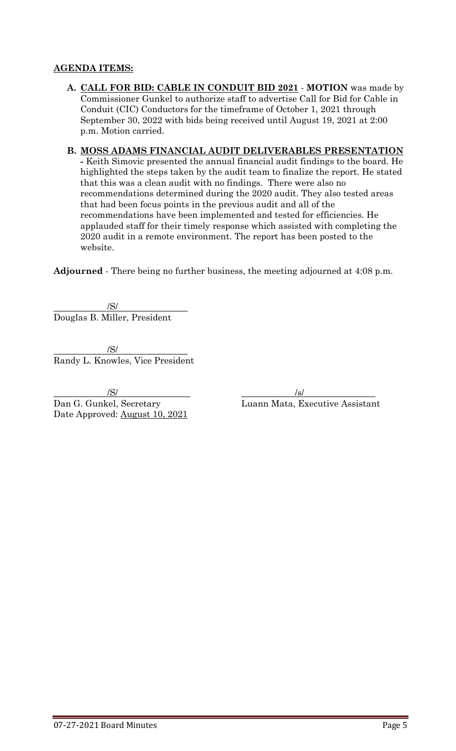**AGENDA ITEMS:**

A. **CALL FOR BID: CABLE IN CONDUIT BID 2021** - **MOTION** was made by Commissioner Gunkel to authorize staff to advertise Call for Bid for Cable in Conduit (CIC) Conductors for the timeframe of October 1, 2021 through September 30, 2022 with bids being received until August 19, 2021 at 2:00 p.m. Motion carried.

B. **MOSS ADAMS FINANCIAL AUDIT DELIVERABLES PRESENTATION** - Keith Simovic presented the annual financial audit findings to the board. He highlighted the steps taken by the audit team to finalize the report. He stated that this was a clean audit with no findings. There were also no recommendations determined during the 2020 audit. They also tested areas that had been focus points in the previous audit and all of the recommendations have been implemented and tested for efficiencies. He applauded staff for their timely response which assisted with completing the 2020 audit in a remote environment. The report has been posted to the website.

**Adjourned** - There being no further business, the meeting adjourned at 4:08 p.m.

/S/
Douglas B. Miller, President

/S/
Randy L. Knowles, Vice President

/S/
Dan G. Gunkel, Secretary
Date Approved: August 10, 2021

/s/
Luann Mata, Executive Assistant